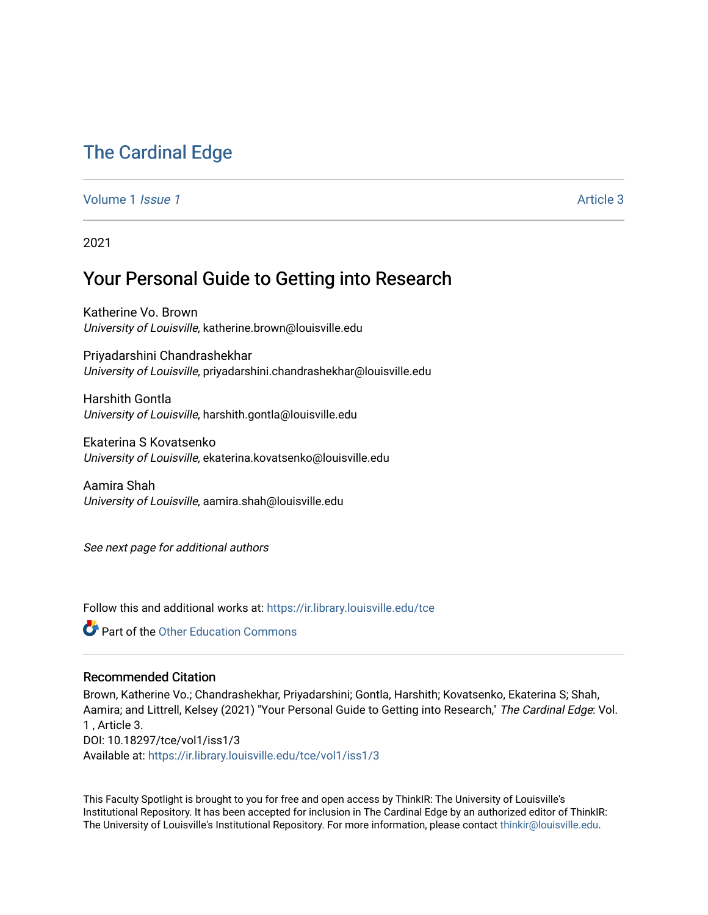# The Cardinal Edge

Volume 1 *Issue 1* Article 3

2021

## Your Personal Guide to Getting into Research

Katherine Vo. Brown
*University of Louisville*, katherine.brown@louisville.edu

Priyadarshini Chandrashekhar
*University of Louisville*, priyadarshini.chandrashekhar@louisville.edu

Harshith Gontla
*University of Louisville*, harshith.gontla@louisville.edu

Ekaterina S Kovatsenko
*University of Louisville*, ekaterina.kovatsenko@louisville.edu

Aamira Shah
*University of Louisville*, aamira.shah@louisville.edu

*See next page for additional authors*

Follow this and additional works at: https://ir.library.louisville.edu/tce

Part of the Other Education Commons

### Recommended Citation

Brown, Katherine Vo.; Chandrashekhar, Priyadarshini; Gontla, Harshith; Kovatsenko, Ekaterina S; Shah, Aamira; and Littrell, Kelsey (2021) "Your Personal Guide to Getting into Research," *The Cardinal Edge*: Vol. 1 , Article 3.
DOI: 10.18297/tce/vol1/iss1/3
Available at: https://ir.library.louisville.edu/tce/vol1/iss1/3

This Faculty Spotlight is brought to you for free and open access by ThinkIR: The University of Louisville's Institutional Repository. It has been accepted for inclusion in The Cardinal Edge by an authorized editor of ThinkIR: The University of Louisville's Institutional Repository. For more information, please contact thinkir@louisville.edu.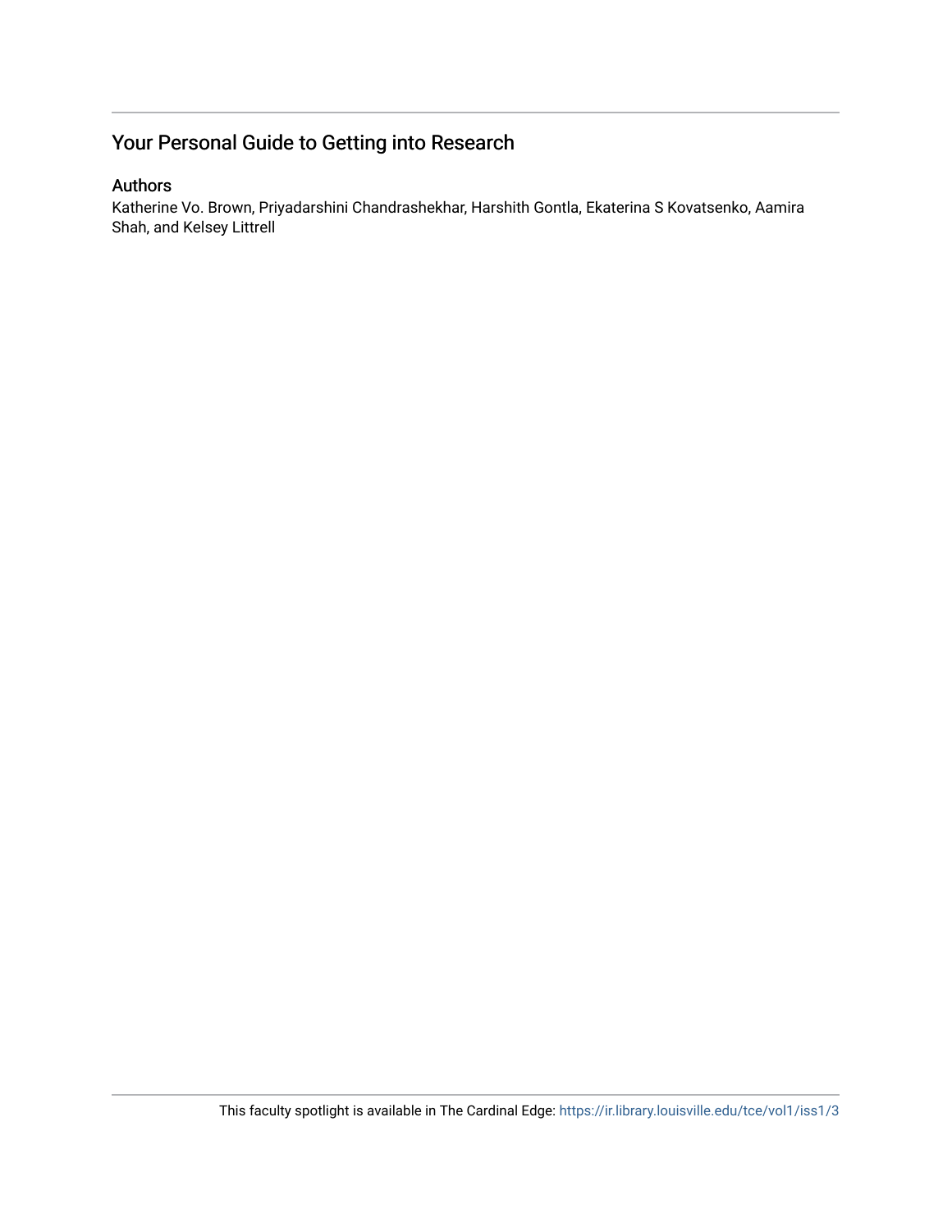## Your Personal Guide to Getting into Research

### Authors

Katherine Vo. Brown, Priyadarshini Chandrashekhar, Harshith Gontla, Ekaterina S Kovatsenko, Aamira Shah, and Kelsey Littrell

This faculty spotlight is available in The Cardinal Edge: https://ir.library.louisville.edu/tce/vol1/iss1/3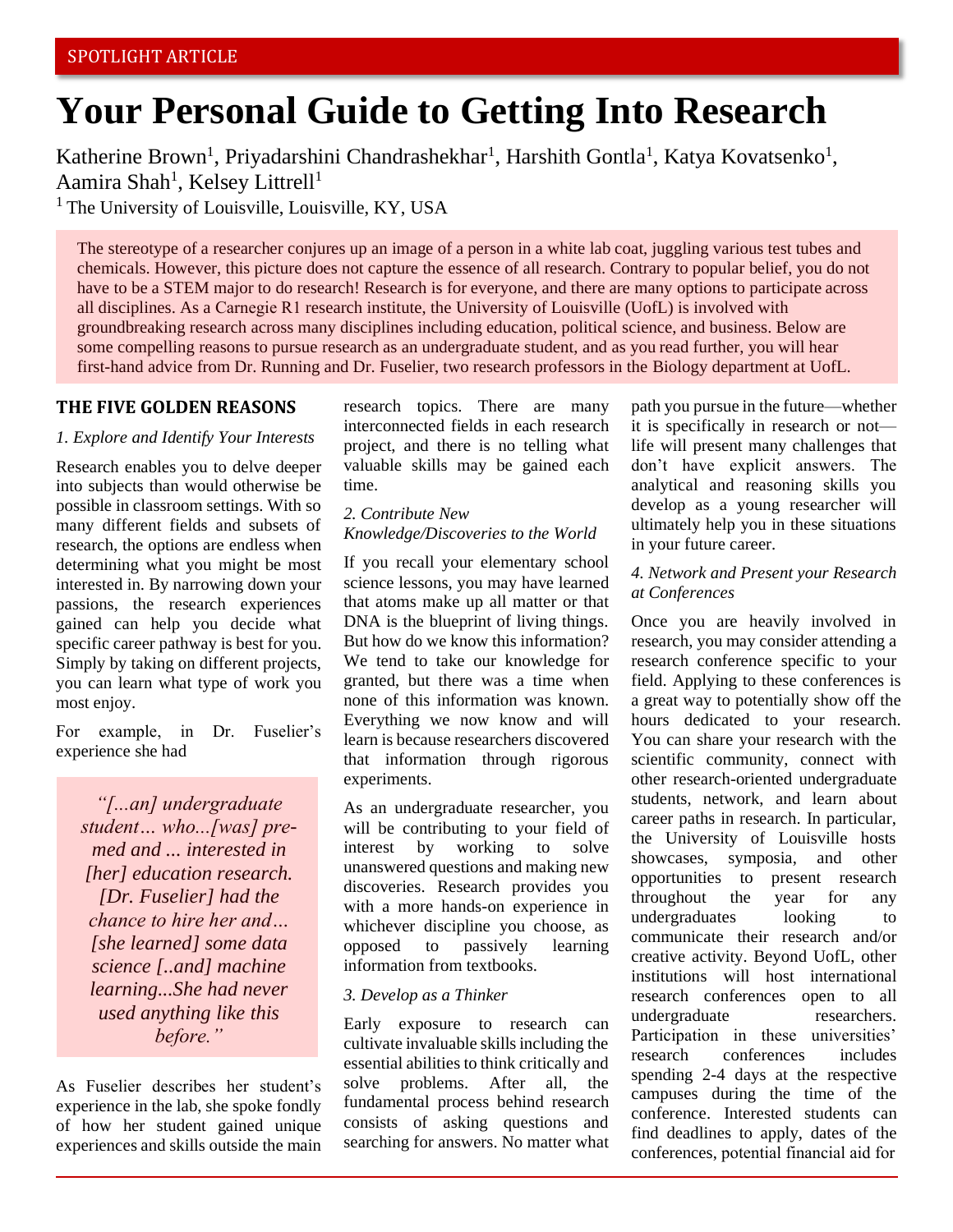SPOTLIGHT ARTICLE

# Your Personal Guide to Getting Into Research

Katherine Brown[1], Priyadarshini Chandrashekhar[1], Harshith Gontla[1], Katya Kovatsenko[1], Aamira Shah[1], Kelsey Littrell[1]

[1] The University of Louisville, Louisville, KY, USA

The stereotype of a researcher conjures up an image of a person in a white lab coat, juggling various test tubes and chemicals. However, this picture does not capture the essence of all research. Contrary to popular belief, you do not have to be a STEM major to do research! Research is for everyone, and there are many options to participate across all disciplines. As a Carnegie R1 research institute, the University of Louisville (UofL) is involved with groundbreaking research across many disciplines including education, political science, and business. Below are some compelling reasons to pursue research as an undergraduate student, and as you read further, you will hear first-hand advice from Dr. Running and Dr. Fuselier, two research professors in the Biology department at UofL.

## THE FIVE GOLDEN REASONS

### *1. Explore and Identify Your Interests*

Research enables you to delve deeper into subjects than would otherwise be possible in classroom settings. With so many different fields and subsets of research, the options are endless when determining what you might be most interested in. By narrowing down your passions, the research experiences gained can help you decide what specific career pathway is best for you. Simply by taking on different projects, you can learn what type of work you most enjoy.

For example, in Dr. Fuselier's experience she had

> *"[...an] undergraduate student… who...[was] pre-med and ... interested in [her] education research. [Dr. Fuselier] had the chance to hire her and… [she learned] some data science [..and] machine learning...She had never used anything like this before."*

As Fuselier describes her student's experience in the lab, she spoke fondly of how her student gained unique experiences and skills outside the main research topics. There are many interconnected fields in each research project, and there is no telling what valuable skills may be gained each time.

### *2. Contribute New Knowledge/Discoveries to the World*

If you recall your elementary school science lessons, you may have learned that atoms make up all matter or that DNA is the blueprint of living things. But how do we know this information? We tend to take our knowledge for granted, but there was a time when none of this information was known. Everything we now know and will learn is because researchers discovered that information through rigorous experiments.

As an undergraduate researcher, you will be contributing to your field of interest by working to solve unanswered questions and making new discoveries. Research provides you with a more hands-on experience in whichever discipline you choose, as opposed to passively learning information from textbooks.

### *3. Develop as a Thinker*

Early exposure to research can cultivate invaluable skills including the essential abilities to think critically and solve problems. After all, the fundamental process behind research consists of asking questions and searching for answers. No matter what path you pursue in the future—whether it is specifically in research or not—life will present many challenges that don't have explicit answers. The analytical and reasoning skills you develop as a young researcher will ultimately help you in these situations in your future career.

### *4. Network and Present your Research at Conferences*

Once you are heavily involved in research, you may consider attending a research conference specific to your field. Applying to these conferences is a great way to potentially show off the hours dedicated to your research. You can share your research with the scientific community, connect with other research-oriented undergraduate students, network, and learn about career paths in research. In particular, the University of Louisville hosts showcases, symposia, and other opportunities to present research throughout the year for any undergraduates looking to communicate their research and/or creative activity. Beyond UofL, other institutions will host international research conferences open to all undergraduate researchers. Participation in these universities' research conferences includes spending 2-4 days at the respective campuses during the time of the conference. Interested students can find deadlines to apply, dates of the conferences, potential financial aid for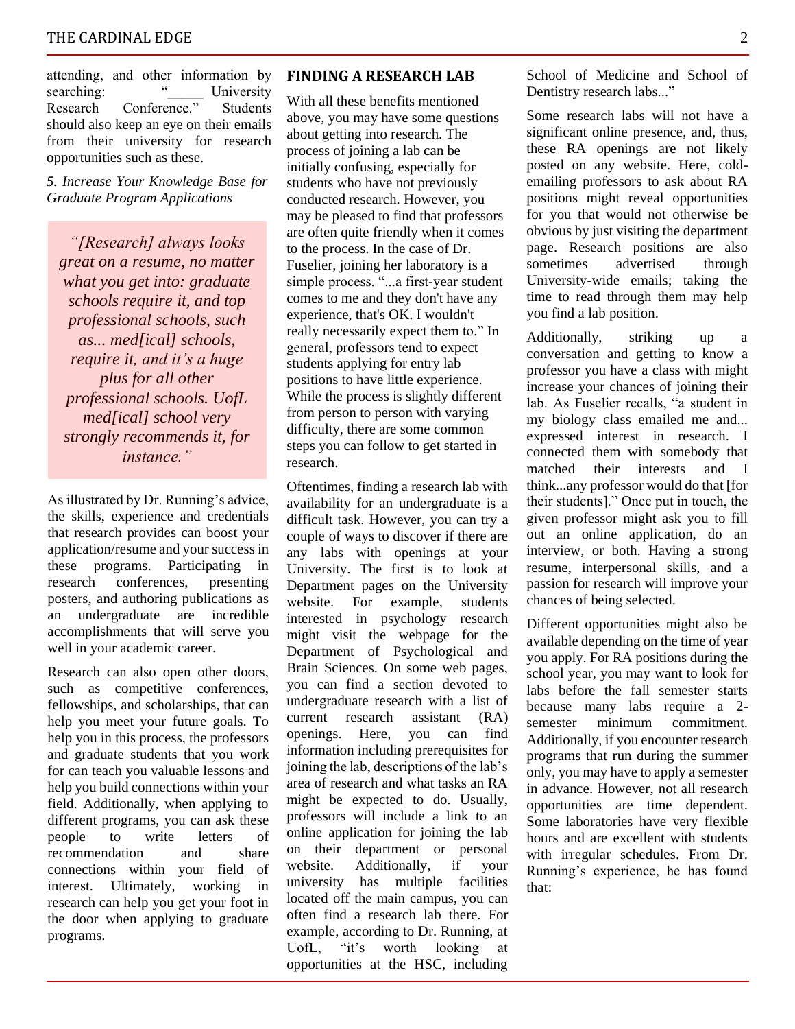attending, and other information by searching: "_____ University Research Conference." Students should also keep an eye on their emails from their university for research opportunities such as these.

*5. Increase Your Knowledge Base for Graduate Program Applications*

> *"[Research] always looks great on a resume, no matter what you get into: graduate schools require it, and top professional schools, such as... med[ical] schools, require it, and it's a huge plus for all other professional schools. UofL med[ical] school very strongly recommends it, for instance."*

As illustrated by Dr. Running's advice, the skills, experience and credentials that research provides can boost your application/resume and your success in these programs. Participating in research conferences, presenting posters, and authoring publications as an undergraduate are incredible accomplishments that will serve you well in your academic career.

Research can also open other doors, such as competitive conferences, fellowships, and scholarships, that can help you meet your future goals. To help you in this process, the professors and graduate students that you work for can teach you valuable lessons and help you build connections within your field. Additionally, when applying to different programs, you can ask these people to write letters of recommendation and share connections within your field of interest. Ultimately, working in research can help you get your foot in the door when applying to graduate programs.

## FINDING A RESEARCH LAB

With all these benefits mentioned above, you may have some questions about getting into research. The process of joining a lab can be initially confusing, especially for students who have not previously conducted research. However, you may be pleased to find that professors are often quite friendly when it comes to the process. In the case of Dr. Fuselier, joining her laboratory is a simple process. "...a first-year student comes to me and they don't have any experience, that's OK. I wouldn't really necessarily expect them to." In general, professors tend to expect students applying for entry lab positions to have little experience. While the process is slightly different from person to person with varying difficulty, there are some common steps you can follow to get started in research.

Oftentimes, finding a research lab with availability for an undergraduate is a difficult task. However, you can try a couple of ways to discover if there are any labs with openings at your University. The first is to look at Department pages on the University website. For example, students interested in psychology research might visit the webpage for the Department of Psychological and Brain Sciences. On some web pages, you can find a section devoted to undergraduate research with a list of current research assistant (RA) openings. Here, you can find information including prerequisites for joining the lab, descriptions of the lab's area of research and what tasks an RA might be expected to do. Usually, professors will include a link to an online application for joining the lab on their department or personal website. Additionally, if your university has multiple facilities located off the main campus, you can often find a research lab there. For example, according to Dr. Running, at UofL, "it's worth looking at opportunities at the HSC, including School of Medicine and School of Dentistry research labs..."

Some research labs will not have a significant online presence, and, thus, these RA openings are not likely posted on any website. Here, cold-emailing professors to ask about RA positions might reveal opportunities for you that would not otherwise be obvious by just visiting the department page. Research positions are also sometimes advertised through University-wide emails; taking the time to read through them may help you find a lab position.

Additionally, striking up a conversation and getting to know a professor you have a class with might increase your chances of joining their lab. As Fuselier recalls, "a student in my biology class emailed me and... expressed interest in research. I connected them with somebody that matched their interests and I think...any professor would do that [for their students]." Once put in touch, the given professor might ask you to fill out an online application, do an interview, or both. Having a strong resume, interpersonal skills, and a passion for research will improve your chances of being selected.

Different opportunities might also be available depending on the time of year you apply. For RA positions during the school year, you may want to look for labs before the fall semester starts because many labs require a 2-semester minimum commitment. Additionally, if you encounter research programs that run during the summer only, you may have to apply a semester in advance. However, not all research opportunities are time dependent. Some laboratories have very flexible hours and are excellent with students with irregular schedules. From Dr. Running's experience, he has found that: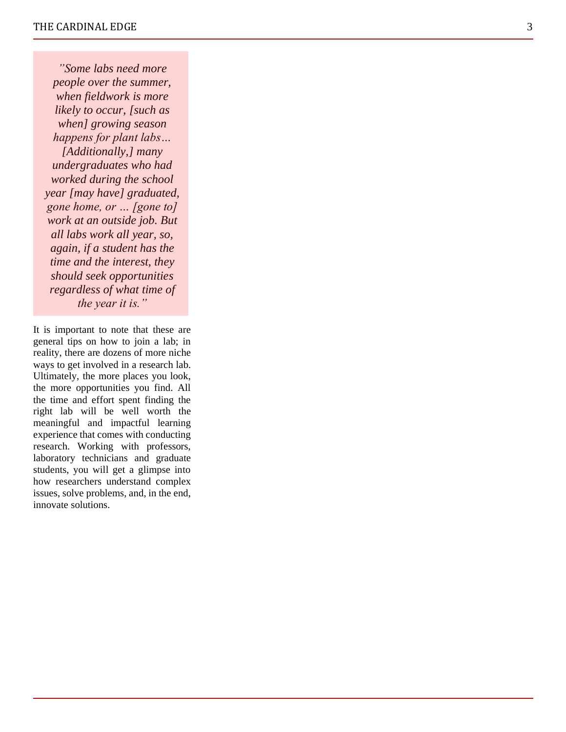*"Some labs need more people over the summer, when fieldwork is more likely to occur, [such as when] growing season happens for plant labs… [Additionally,] many undergraduates who had worked during the school year [may have] graduated, gone home, or … [gone to] work at an outside job. But all labs work all year, so, again, if a student has the time and the interest, they should seek opportunities regardless of what time of the year it is."*

It is important to note that these are general tips on how to join a lab; in reality, there are dozens of more niche ways to get involved in a research lab. Ultimately, the more places you look, the more opportunities you find. All the time and effort spent finding the right lab will be well worth the meaningful and impactful learning experience that comes with conducting research. Working with professors, laboratory technicians and graduate students, you will get a glimpse into how researchers understand complex issues, solve problems, and, in the end, innovate solutions.